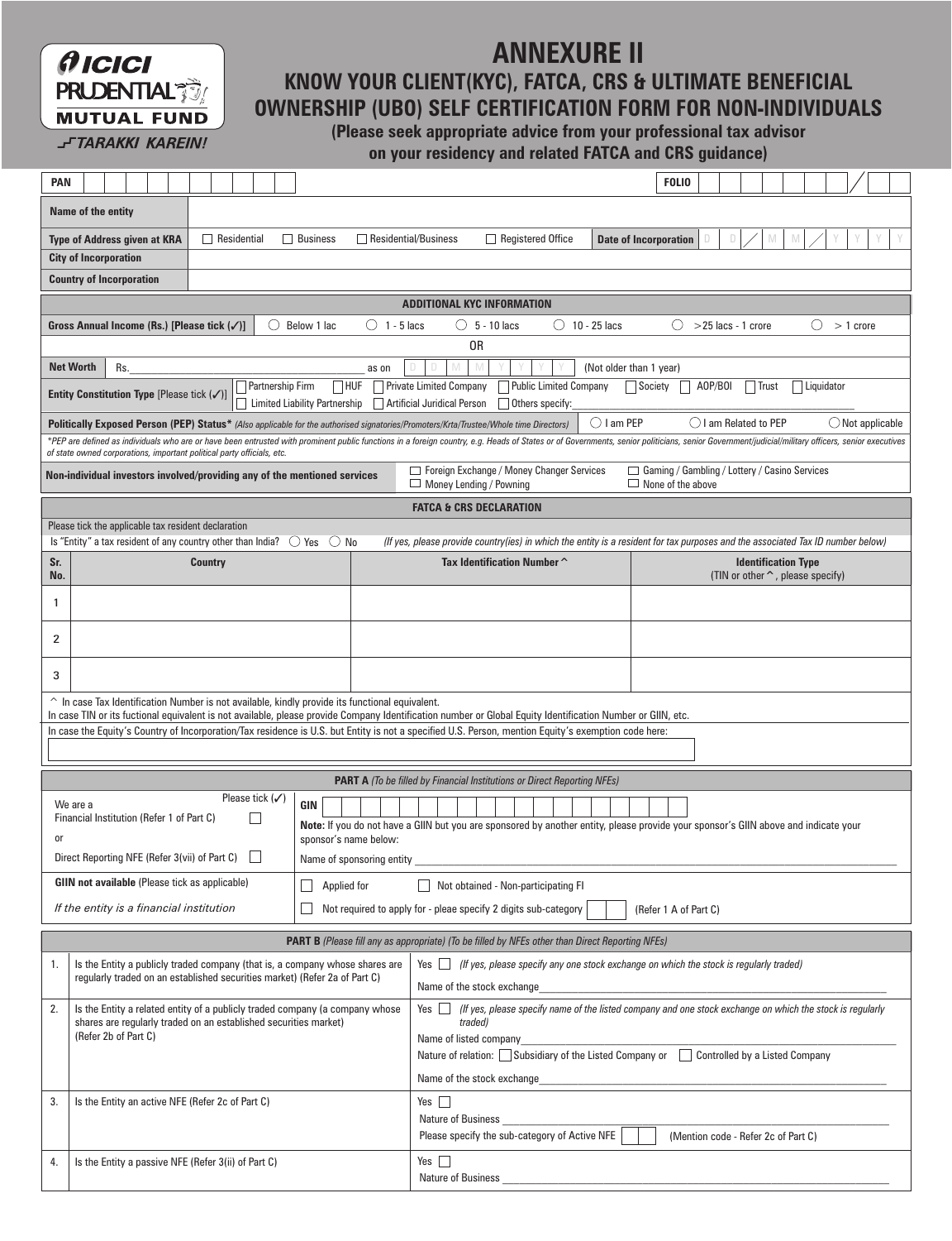ICICI PRUDENTIAL MUTUAL FUND
TARAKKI KAREIN!

# ANNEXURE II

## KNOW YOUR CLIENT(KYC), FATCA, CRS & ULTIMATE BENEFICIAL OWNERSHIP (UBO) SELF CERTIFICATION FORM FOR NON-INDIVIDUALS

**(Please seek appropriate advice from your professional tax advisor on your residency and related FATCA and CRS guidance)**

| | |
|---|---|
| **PAN** | **FOLIO** |
| **Name of the entity** | |
| **Type of Address given at KRA** | ☐ Residential ☐ Business ☐ Residential/Business ☐ Registered Office **Date of Incorporation** D D / M M / Y Y Y Y |
| **City of Incorporation** | |
| **Country of Incorporation** | |

### ADDITIONAL KYC INFORMATION

**Gross Annual Income (Rs.) [Please tick (✓)]** ◯ Below 1 lac ◯ 1 - 5 lacs ◯ 5 - 10 lacs ◯ 10 - 25 lacs ◯ >25 lacs - 1 crore ◯ > 1 crore

OR

**Net Worth** Rs.________________ as on D D M M Y Y Y Y (Not older than 1 year)

**Entity Constitution Type** [Please tick (✓)] ☐ Partnership Firm ☐ HUF ☐ Private Limited Company ☐ Public Limited Company ☐ Society ☐ AOP/BOI ☐ Trust ☐ Liquidator ☐ Limited Liability Partnership ☐ Artificial Juridical Person ☐ Others specify:________________

**Politically Exposed Person (PEP) Status*** *(Also applicable for the authorised signatories/Promoters/Karta/Trustee/Whole time Directors)* ◯ I am PEP ◯ I am Related to PEP ◯ Not applicable

*\*PEP are defined as individuals who are or have been entrusted with prominent public functions in a foreign country, e.g. Heads of States or of Governments, senior politicians, senior Government/judicial/military officers, senior executives of state owned corporations, important political party officials, etc.*

**Non-individual investors involved/providing any of the mentioned services** ☐ Foreign Exchange / Money Changer Services ☐ Money Lending / Pawning ☐ Gaming / Gambling / Lottery / Casino Services ☐ None of the above

### FATCA & CRS DECLARATION

Please tick the applicable tax resident declaration

Is "Entity" a tax resident of any country other than India? ◯ Yes ◯ No *(If yes, please provide country(ies) in which the entity is a resident for tax purposes and the associated Tax ID number below)*

| Sr. No. | Country | Tax Identification Number ^ | Identification Type (TIN or other ^, please specify) |
|---|---|---|---|
| 1 | | | |
| 2 | | | |
| 3 | | | |

^ In case Tax Identification Number is not available, kindly provide its functional equivalent.
In case TIN or its fuctional equivalent is not available, please provide Company Identification number or Global Equity Identification Number or GIIN, etc.

In case the Equity's Country of Incorporation/Tax residence is U.S. but Entity is not a specified U.S. Person, mention Equity's exemption code here:

### PART A *(To be filled by Financial Institutions or Direct Reporting NFEs)*

| | |
|---|---|
| We are a Financial Institution (Refer 1 of Part C) ☐ or Direct Reporting NFE (Refer 3(vii) of Part C) ☐ (Please tick (✓)) | **GIIN** **Note:** If you do not have a GIIN but you are sponsored by another entity, please provide your sponsor's GIIN above and indicate your sponsor's name below: Name of sponsoring entity ________________ |
| **GIIN not available** (Please tick as applicable) *If the entity is a financial institution* | ☐ Applied for ☐ Not obtained - Non-participating FI ☐ Not required to apply for - pleae specify 2 digits sub-category ☐☐ (Refer 1 A of Part C) |

### PART B *(Please fill any as appropriate) (To be filled by NFEs other than Direct Reporting NFEs)*

| | | |
|---|---|---|
| 1. | Is the Entity a publicly traded company (that is, a company whose shares are regularly traded on an established securities market) (Refer 2a of Part C) | Yes ☐ *(If yes, please specify any one stock exchange on which the stock is regularly traded)* Name of the stock exchange________________ |
| 2. | Is the Entity a related entity of a publicly traded company (a company whose shares are regularly traded on an established securities market) (Refer 2b of Part C) | Yes ☐ *(If yes, please specify name of the listed company and one stock exchange on which the stock is regularly traded)* Name of listed company________________ Nature of relation: ☐ Subsidiary of the Listed Company or ☐ Controlled by a Listed Company Name of the stock exchange________________ |
| 3. | Is the Entity an active NFE (Refer 2c of Part C) | Yes ☐ Nature of Business ________________ Please specify the sub-category of Active NFE ☐☐ (Mention code - Refer 2c of Part C) |
| 4. | Is the Entity a passive NFE (Refer 3(ii) of Part C) | Yes ☐ Nature of Business ________________ |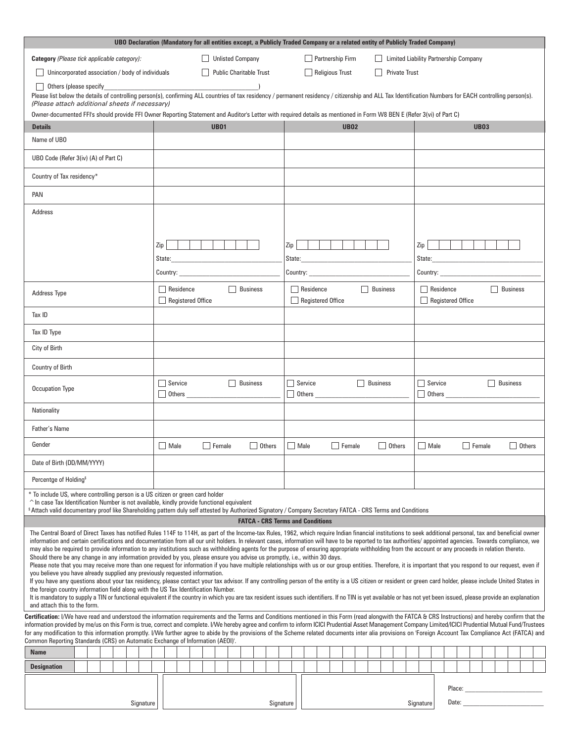## UBO Declaration (Mandatory for all entities except, a Publicly Traded Company or a related entity of Publicly Traded Company)

**Category** *(Please tick applicable category)*:

☐ Unlisted Company ☐ Partnership Firm ☐ Limited Liability Partnership Company

☐ Unincorporated association / body of individuals ☐ Public Charitable Trust ☐ Religious Trust ☐ Private Trust

☐ Others (please specify\_\_\_\_\_\_\_\_\_\_\_\_\_\_\_\_\_\_\_\_\_\_\_\_\_\_\_\_\_\_\_\_)

Please list below the details of controlling person(s), confirming ALL countries of tax residency / permanent residency / citizenship and ALL Tax Identification Numbers for EACH controlling person(s). *(Please attach additional sheets if necessary)*

Owner-documented FFI's should provide FFI Owner Reporting Statement and Auditor's Letter with required details as mentioned in Form W8 BEN E (Refer 3(vi) of Part C)

| Details | UBO1 | UBO2 | UBO3 |
|---|---|---|---|
| Name of UBO | | | |
| UBO Code (Refer 3(iv) (A) of Part C) | | | |
| Country of Tax residency* | | | |
| PAN | | | |
| Address | Zip<br>State:<br>Country: | Zip<br>State:<br>Country: | Zip<br>State:<br>Country: |
| Address Type | ☐ Residence ☐ Business<br>☐ Registered Office | ☐ Residence ☐ Business<br>☐ Registered Office | ☐ Residence ☐ Business<br>☐ Registered Office |
| Tax ID | | | |
| Tax ID Type | | | |
| City of Birth | | | |
| Country of Birth | | | |
| Occupation Type | ☐ Service ☐ Business<br>☐ Others | ☐ Service ☐ Business<br>☐ Others | ☐ Service ☐ Business<br>☐ Others |
| Nationality | | | |
| Father's Name | | | |
| Gender | ☐ Male ☐ Female ☐ Others | ☐ Male ☐ Female ☐ Others | ☐ Male ☐ Female ☐ Others |
| Date of Birth (DD/MM/YYYY) | | | |
| Percentge of Holding$ | | | |

* To include US, where controlling person is a US citizen or green card holder

^ In case Tax Identification Number is not available, kindly provide functional equivalent

$ Attach valid documentary proof like Shareholding pattern duly self attested by Authorized Signatory / Company Secretary FATCA - CRS Terms and Conditions

## FATCA - CRS Terms and Conditions

The Central Board of Direct Taxes has notified Rules 114F to 114H, as part of the Income-tax Rules, 1962, which require Indian financial institutions to seek additional personal, tax and beneficial owner information and certain certifications and documentation from all our unit holders. In relevant cases, information will have to be reported to tax authorities/ appointed agencies. Towards compliance, we may also be required to provide information to any institutions such as withholding agents for the purpose of ensuring appropriate withholding from the account or any proceeds in relation thereto. Should there be any change in any information provided by you, please ensure you advise us promptly, i.e., within 30 days.

Please note that you may receive more than one request for information if you have multiple relationships with us or our group entities. Therefore, it is important that you respond to our request, even if you believe you have already supplied any previously requested information.

If you have any questions about your tax residency, please contact your tax advisor. If any controlling person of the entity is a US citizen or resident or green card holder, please include United States in the foreign country information field along with the US Tax Identification Number.

It is mandatory to supply a TIN or functional equivalent if the country in which you are tax resident issues such identifiers. If no TIN is yet available or has not yet been issued, please provide an explanation and attach this to the form.

**Certification:** I/We have read and understood the information requirements and the Terms and Conditions mentioned in this Form (read alongwith the FATCA & CRS Instructions) and hereby confirm that the information provided by me/us on this Form is true, correct and complete. I/We hereby agree and confirm to inform ICICI Prudential Asset Management Company Limited/ICICI Prudential Mutual Fund/Trustees for any modification to this information promptly. I/We further agree to abide by the provisions of the Scheme related documents inter alia provisions on 'Foreign Account Tax Compliance Act (FATCA) and Common Reporting Standards (CRS) on Automatic Exchange of Information (AEOI)'.

| **Name** | |
|---|---|
| **Designation** | |

Signature Signature Signature

Place: \_\_\_\_\_\_\_\_\_\_\_\_\_\_\_\_

Date: \_\_\_\_\_\_\_\_\_\_\_\_\_\_\_\_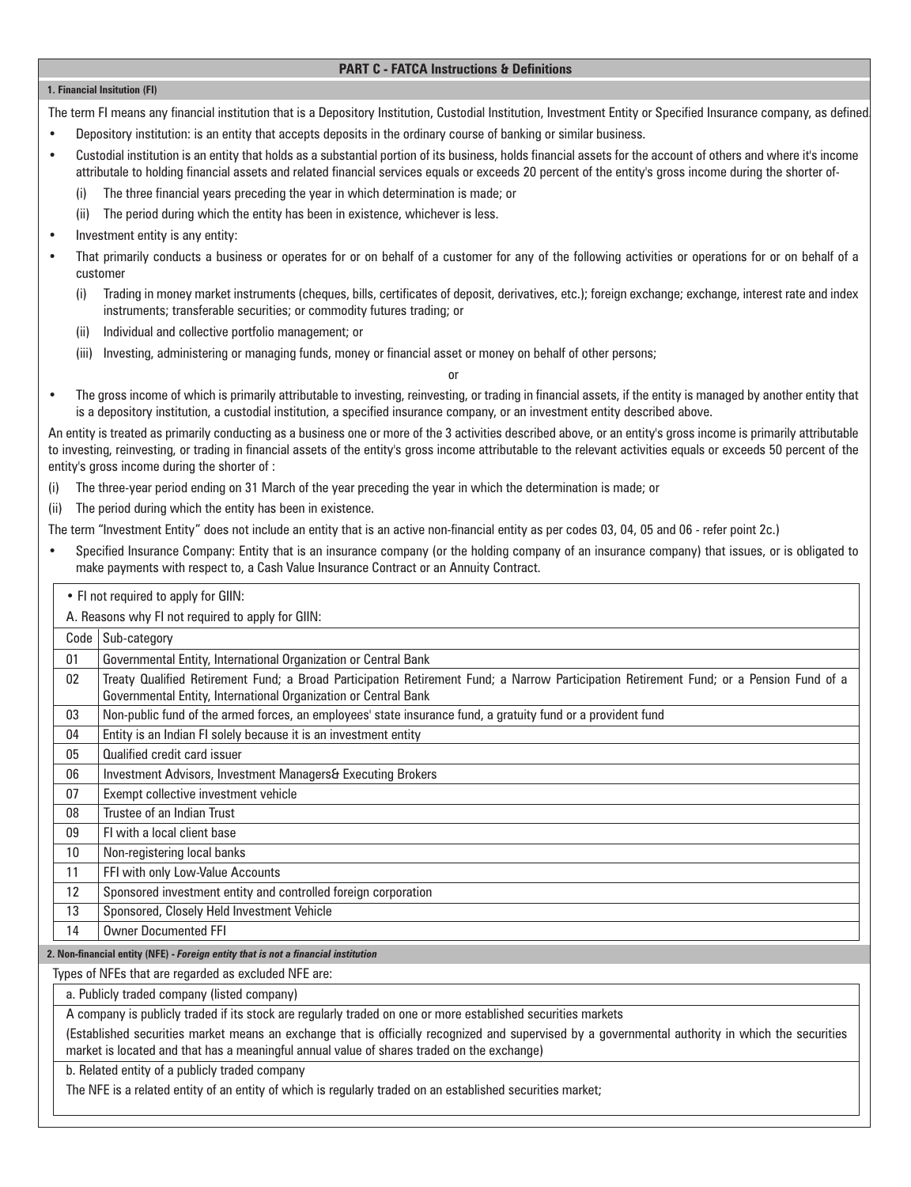## PART C - FATCA Instructions & Definitions

### 1. Financial Insitution (FI)

The term FI means any financial institution that is a Depository Institution, Custodial Institution, Investment Entity or Specified Insurance company, as defined.

- Depository institution: is an entity that accepts deposits in the ordinary course of banking or similar business.
- Custodial institution is an entity that holds as a substantial portion of its business, holds financial assets for the account of others and where it's income attributale to holding financial assets and related financial services equals or exceeds 20 percent of the entity's gross income during the shorter of-
  - (i) The three financial years preceding the year in which determination is made; or
  - (ii) The period during which the entity has been in existence, whichever is less.
- Investment entity is any entity:
- That primarily conducts a business or operates for or on behalf of a customer for any of the following activities or operations for or on behalf of a customer
  - (i) Trading in money market instruments (cheques, bills, certificates of deposit, derivatives, etc.); foreign exchange; exchange, interest rate and index instruments; transferable securities; or commodity futures trading; or
  - (ii) Individual and collective portfolio management; or
  - (iii) Investing, administering or managing funds, money or financial asset or money on behalf of other persons;

or

- The gross income of which is primarily attributable to investing, reinvesting, or trading in financial assets, if the entity is managed by another entity that is a depository institution, a custodial institution, a specified insurance company, or an investment entity described above.

An entity is treated as primarily conducting as a business one or more of the 3 activities described above, or an entity's gross income is primarily attributable to investing, reinvesting, or trading in financial assets of the entity's gross income attributable to the relevant activities equals or exceeds 50 percent of the entity's gross income during the shorter of :

(i) The three-year period ending on 31 March of the year preceding the year in which the determination is made; or

(ii) The period during which the entity has been in existence.

The term "Investment Entity" does not include an entity that is an active non-financial entity as per codes 03, 04, 05 and 06 - refer point 2c.)

- Specified Insurance Company: Entity that is an insurance company (or the holding company of an insurance company) that issues, or is obligated to make payments with respect to, a Cash Value Insurance Contract or an Annuity Contract.

- FI not required to apply for GIIN:

A. Reasons why FI not required to apply for GIIN:

| Code | Sub-category |
|---|---|
| 01 | Governmental Entity, International Organization or Central Bank |
| 02 | Treaty Qualified Retirement Fund; a Broad Participation Retirement Fund; a Narrow Participation Retirement Fund; or a Pension Fund of a Governmental Entity, International Organization or Central Bank |
| 03 | Non-public fund of the armed forces, an employees' state insurance fund, a gratuity fund or a provident fund |
| 04 | Entity is an Indian FI solely because it is an investment entity |
| 05 | Qualified credit card issuer |
| 06 | Investment Advisors, Investment Managers& Executing Brokers |
| 07 | Exempt collective investment vehicle |
| 08 | Trustee of an Indian Trust |
| 09 | FI with a local client base |
| 10 | Non-registering local banks |
| 11 | FFI with only Low-Value Accounts |
| 12 | Sponsored investment entity and controlled foreign corporation |
| 13 | Sponsored, Closely Held Investment Vehicle |
| 14 | Owner Documented FFI |

### 2. Non-financial entity (NFE) - *Foreign entity that is not a financial institution*

Types of NFEs that are regarded as excluded NFE are:

a. Publicly traded company (listed company)

A company is publicly traded if its stock are regularly traded on one or more established securities markets

(Established securities market means an exchange that is officially recognized and supervised by a governmental authority in which the securities market is located and that has a meaningful annual value of shares traded on the exchange)

b. Related entity of a publicly traded company

The NFE is a related entity of an entity of which is regularly traded on an established securities market;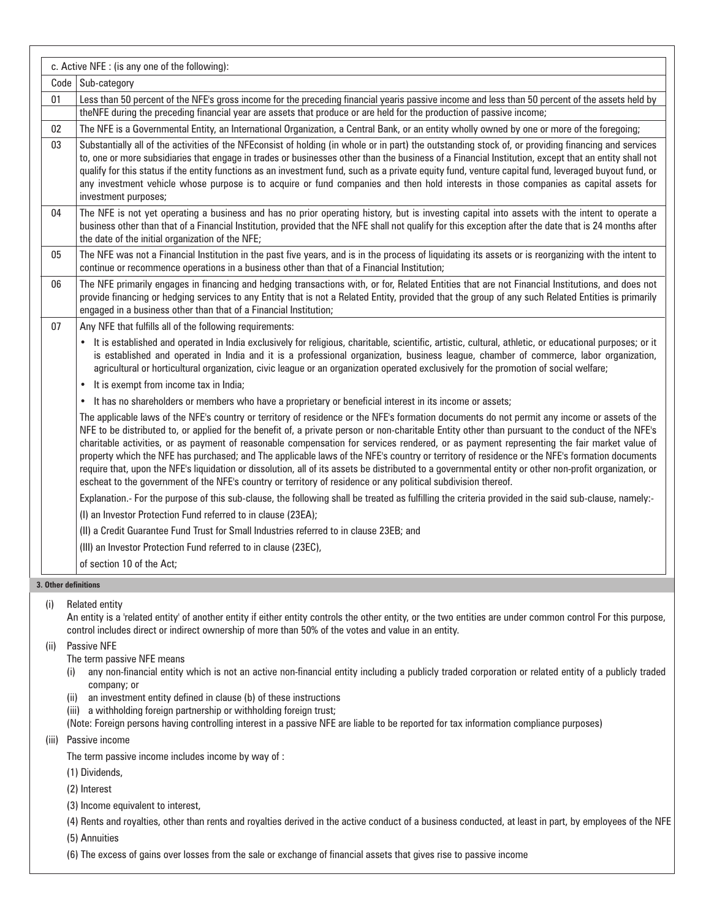| c. Active NFE : (is any one of the following): | |
|---|---|
| Code | Sub-category |
| 01 | Less than 50 percent of the NFE's gross income for the preceding financial yearis passive income and less than 50 percent of the assets held by theNFE during the preceding financial year are assets that produce or are held for the production of passive income; |
| 02 | The NFE is a Governmental Entity, an International Organization, a Central Bank, or an entity wholly owned by one or more of the foregoing; |
| 03 | Substantially all of the activities of the NFEconsist of holding (in whole or in part) the outstanding stock of, or providing financing and services to, one or more subsidiaries that engage in trades or businesses other than the business of a Financial Institution, except that an entity shall not qualify for this status if the entity functions as an investment fund, such as a private equity fund, venture capital fund, leveraged buyout fund, or any investment vehicle whose purpose is to acquire or fund companies and then hold interests in those companies as capital assets for investment purposes; |
| 04 | The NFE is not yet operating a business and has no prior operating history, but is investing capital into assets with the intent to operate a business other than that of a Financial Institution, provided that the NFE shall not qualify for this exception after the date that is 24 months after the date of the initial organization of the NFE; |
| 05 | The NFE was not a Financial Institution in the past five years, and is in the process of liquidating its assets or is reorganizing with the intent to continue or recommence operations in a business other than that of a Financial Institution; |
| 06 | The NFE primarily engages in financing and hedging transactions with, or for, Related Entities that are not Financial Institutions, and does not provide financing or hedging services to any Entity that is not a Related Entity, provided that the group of any such Related Entities is primarily engaged in a business other than that of a Financial Institution; |
| 07 | Any NFE that fulfills all of the following requirements:<br>• It is established and operated in India exclusively for religious, charitable, scientific, artistic, cultural, athletic, or educational purposes; or it is established and operated in India and it is a professional organization, business league, chamber of commerce, labor organization, agricultural or horticultural organization, civic league or an organization operated exclusively for the promotion of social welfare;<br>• It is exempt from income tax in India;<br>• It has no shareholders or members who have a proprietary or beneficial interest in its income or assets;<br>The applicable laws of the NFE's country or territory of residence or the NFE's formation documents do not permit any income or assets of the NFE to be distributed to, or applied for the benefit of, a private person or non-charitable Entity other than pursuant to the conduct of the NFE's charitable activities, or as payment of reasonable compensation for services rendered, or as payment representing the fair market value of property which the NFE has purchased; and The applicable laws of the NFE's country or territory of residence or the NFE's formation documents require that, upon the NFE's liquidation or dissolution, all of its assets be distributed to a governmental entity or other non-profit organization, or escheat to the government of the NFE's country or territory of residence or any political subdivision thereof.<br>Explanation.- For the purpose of this sub-clause, the following shall be treated as fulfilling the criteria provided in the said sub-clause, namely:-<br>(I) an Investor Protection Fund referred to in clause (23EA);<br>(II) a Credit Guarantee Fund Trust for Small Industries referred to in clause 23EB; and<br>(III) an Investor Protection Fund referred to in clause (23EC),<br>of section 10 of the Act; |

**3. Other definitions**

(i) Related entity

An entity is a 'related entity' of another entity if either entity controls the other entity, or the two entities are under common control For this purpose, control includes direct or indirect ownership of more than 50% of the votes and value in an entity.

(ii) Passive NFE

The term passive NFE means

(i) any non-financial entity which is not an active non-financial entity including a publicly traded corporation or related entity of a publicly traded company; or

(ii) an investment entity defined in clause (b) of these instructions

(iii) a withholding foreign partnership or withholding foreign trust;

(Note: Foreign persons having controlling interest in a passive NFE are liable to be reported for tax information compliance purposes)

(iii) Passive income

The term passive income includes income by way of :

(1) Dividends,

(2) Interest

(3) Income equivalent to interest,

(4) Rents and royalties, other than rents and royalties derived in the active conduct of a business conducted, at least in part, by employees of the NFE

(5) Annuities

(6) The excess of gains over losses from the sale or exchange of financial assets that gives rise to passive income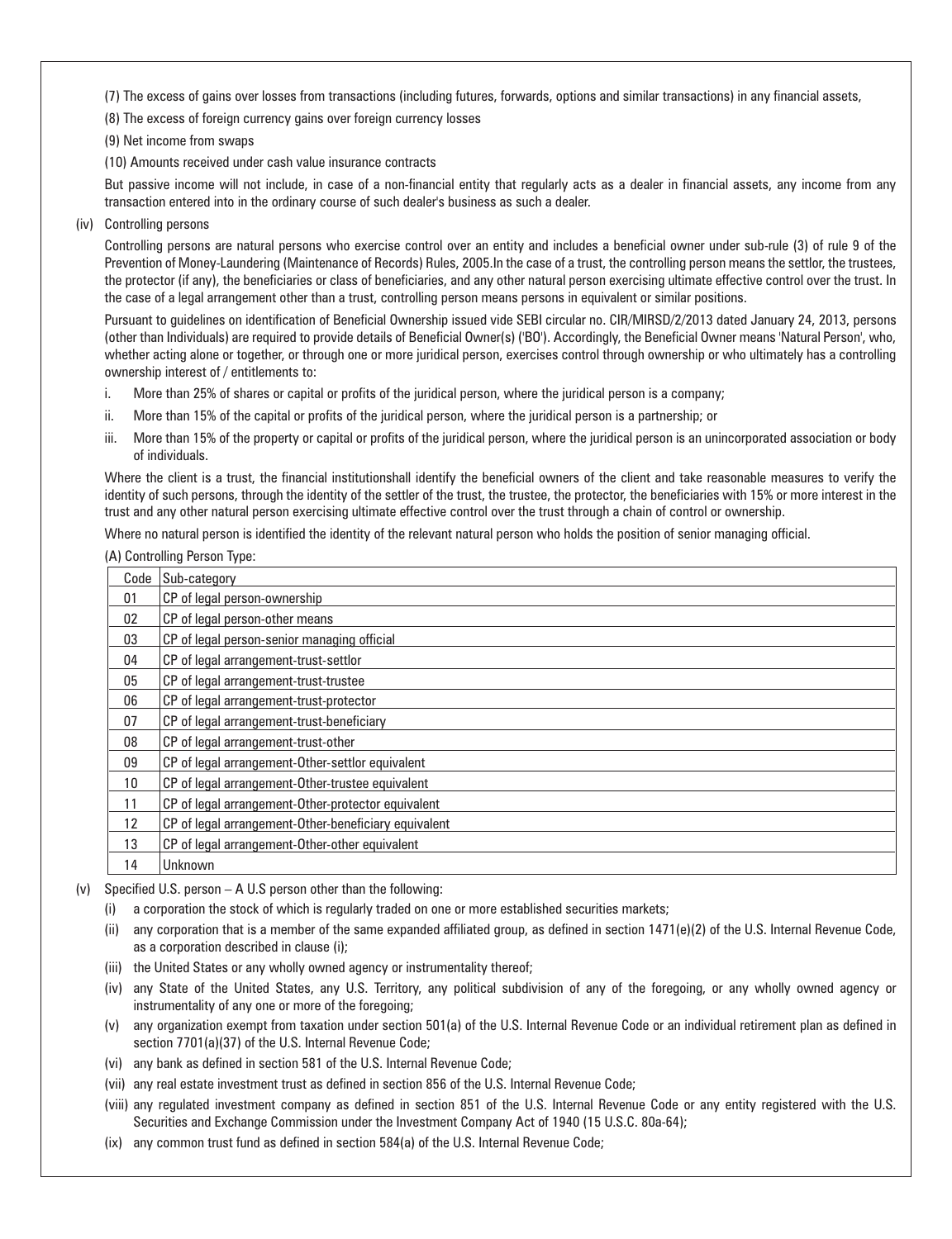(7) The excess of gains over losses from transactions (including futures, forwards, options and similar transactions) in any financial assets,

(8) The excess of foreign currency gains over foreign currency losses

(9) Net income from swaps

(10) Amounts received under cash value insurance contracts

But passive income will not include, in case of a non-financial entity that regularly acts as a dealer in financial assets, any income from any transaction entered into in the ordinary course of such dealer's business as such a dealer.

(iv) Controlling persons

Controlling persons are natural persons who exercise control over an entity and includes a beneficial owner under sub-rule (3) of rule 9 of the Prevention of Money-Laundering (Maintenance of Records) Rules, 2005.In the case of a trust, the controlling person means the settlor, the trustees, the protector (if any), the beneficiaries or class of beneficiaries, and any other natural person exercising ultimate effective control over the trust. In the case of a legal arrangement other than a trust, controlling person means persons in equivalent or similar positions.

Pursuant to guidelines on identification of Beneficial Ownership issued vide SEBI circular no. CIR/MIRSD/2/2013 dated January 24, 2013, persons (other than Individuals) are required to provide details of Beneficial Owner(s) ('BO'). Accordingly, the Beneficial Owner means 'Natural Person', who, whether acting alone or together, or through one or more juridical person, exercises control through ownership or who ultimately has a controlling ownership interest of / entitlements to:

i. More than 25% of shares or capital or profits of the juridical person, where the juridical person is a company;

ii. More than 15% of the capital or profits of the juridical person, where the juridical person is a partnership; or

iii. More than 15% of the property or capital or profits of the juridical person, where the juridical person is an unincorporated association or body of individuals.

Where the client is a trust, the financial institutionshall identify the beneficial owners of the client and take reasonable measures to verify the identity of such persons, through the identity of the settler of the trust, the trustee, the protector, the beneficiaries with 15% or more interest in the trust and any other natural person exercising ultimate effective control over the trust through a chain of control or ownership.

Where no natural person is identified the identity of the relevant natural person who holds the position of senior managing official.

(A) Controlling Person Type:

| Code | Sub-category |
|---|---|
| 01 | CP of legal person-ownership |
| 02 | CP of legal person-other means |
| 03 | CP of legal person-senior managing official |
| 04 | CP of legal arrangement-trust-settlor |
| 05 | CP of legal arrangement-trust-trustee |
| 06 | CP of legal arrangement-trust-protector |
| 07 | CP of legal arrangement-trust-beneficiary |
| 08 | CP of legal arrangement-trust-other |
| 09 | CP of legal arrangement-Other-settlor equivalent |
| 10 | CP of legal arrangement-Other-trustee equivalent |
| 11 | CP of legal arrangement-Other-protector equivalent |
| 12 | CP of legal arrangement-Other-beneficiary equivalent |
| 13 | CP of legal arrangement-Other-other equivalent |
| 14 | Unknown |

(v) Specified U.S. person – A U.S person other than the following:

(i) a corporation the stock of which is regularly traded on one or more established securities markets;

(ii) any corporation that is a member of the same expanded affiliated group, as defined in section 1471(e)(2) of the U.S. Internal Revenue Code, as a corporation described in clause (i);

(iii) the United States or any wholly owned agency or instrumentality thereof;

(iv) any State of the United States, any U.S. Territory, any political subdivision of any of the foregoing, or any wholly owned agency or instrumentality of any one or more of the foregoing;

(v) any organization exempt from taxation under section 501(a) of the U.S. Internal Revenue Code or an individual retirement plan as defined in section 7701(a)(37) of the U.S. Internal Revenue Code;

(vi) any bank as defined in section 581 of the U.S. Internal Revenue Code;

(vii) any real estate investment trust as defined in section 856 of the U.S. Internal Revenue Code;

(viii) any regulated investment company as defined in section 851 of the U.S. Internal Revenue Code or any entity registered with the U.S. Securities and Exchange Commission under the Investment Company Act of 1940 (15 U.S.C. 80a-64);

(ix) any common trust fund as defined in section 584(a) of the U.S. Internal Revenue Code;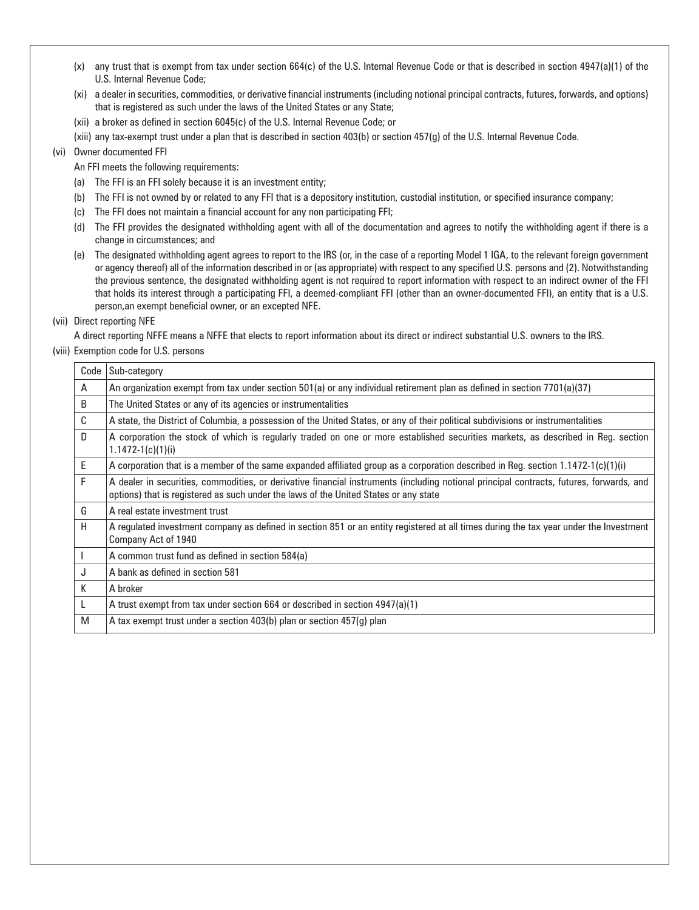(x) any trust that is exempt from tax under section 664(c) of the U.S. Internal Revenue Code or that is described in section 4947(a)(1) of the U.S. Internal Revenue Code;

(xi) a dealer in securities, commodities, or derivative financial instruments (including notional principal contracts, futures, forwards, and options) that is registered as such under the laws of the United States or any State;

(xii) a broker as defined in section 6045(c) of the U.S. Internal Revenue Code; or

(xiii) any tax-exempt trust under a plan that is described in section 403(b) or section 457(g) of the U.S. Internal Revenue Code.

(vi) Owner documented FFI

An FFI meets the following requirements:

(a) The FFI is an FFI solely because it is an investment entity;

(b) The FFI is not owned by or related to any FFI that is a depository institution, custodial institution, or specified insurance company;

(c) The FFI does not maintain a financial account for any non participating FFI;

(d) The FFI provides the designated withholding agent with all of the documentation and agrees to notify the withholding agent if there is a change in circumstances; and

(e) The designated withholding agent agrees to report to the IRS (or, in the case of a reporting Model 1 IGA, to the relevant foreign government or agency thereof) all of the information described in or (as appropriate) with respect to any specified U.S. persons and (2). Notwithstanding the previous sentence, the designated withholding agent is not required to report information with respect to an indirect owner of the FFI that holds its interest through a participating FFI, a deemed-compliant FFI (other than an owner-documented FFI), an entity that is a U.S. person,an exempt beneficial owner, or an excepted NFE.

(vii) Direct reporting NFE

A direct reporting NFFE means a NFFE that elects to report information about its direct or indirect substantial U.S. owners to the IRS.

(viii) Exemption code for U.S. persons

| Code | Sub-category |
|---|---|
| A | An organization exempt from tax under section 501(a) or any individual retirement plan as defined in section 7701(a)(37) |
| B | The United States or any of its agencies or instrumentalities |
| C | A state, the District of Columbia, a possession of the United States, or any of their political subdivisions or instrumentalities |
| D | A corporation the stock of which is regularly traded on one or more established securities markets, as described in Reg. section 1.1472-1(c)(1)(i) |
| E | A corporation that is a member of the same expanded affiliated group as a corporation described in Reg. section 1.1472-1(c)(1)(i) |
| F | A dealer in securities, commodities, or derivative financial instruments (including notional principal contracts, futures, forwards, and options) that is registered as such under the laws of the United States or any state |
| G | A real estate investment trust |
| H | A regulated investment company as defined in section 851 or an entity registered at all times during the tax year under the Investment Company Act of 1940 |
| I | A common trust fund as defined in section 584(a) |
| J | A bank as defined in section 581 |
| K | A broker |
| L | A trust exempt from tax under section 664 or described in section 4947(a)(1) |
| M | A tax exempt trust under a section 403(b) plan or section 457(g) plan |